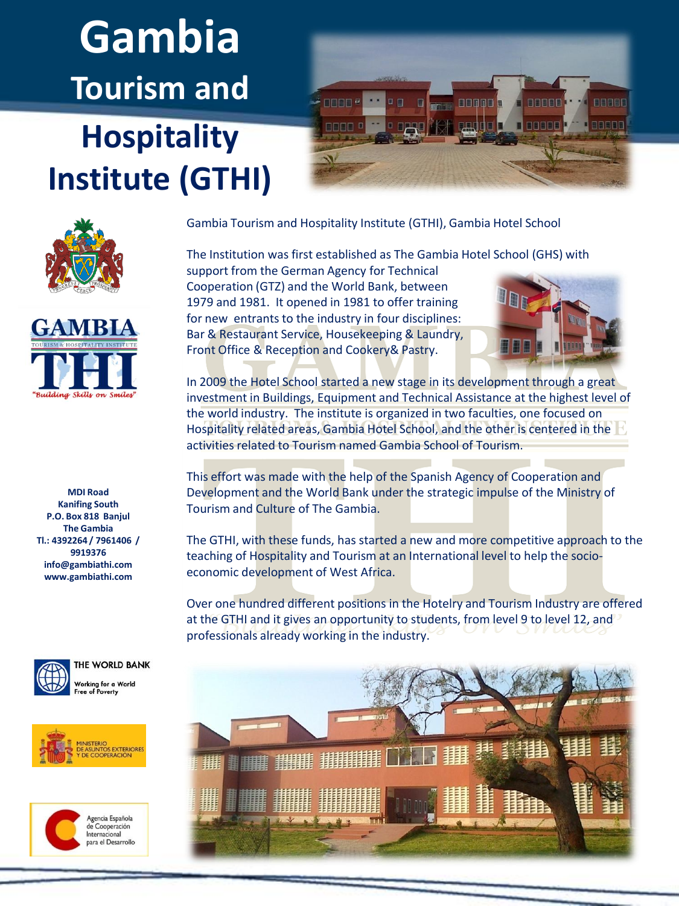# Gambia Tourism and Hospitality Institute (GTHI)

GAMBIA
TOURISM & HOSPITALITY INSTITUTE
THI
*"Building Skills on Smiles"*

**MDI Road**
**Kanifing South**
**P.O. Box 818 Banjul**
**The Gambia**
**Tl.: 4392264 / 7961406 / 9919376**
**info@gambiathi.com**
**www.gambiathi.com**

Gambia Tourism and Hospitality Institute (GTHI), Gambia Hotel School

The Institution was first established as The Gambia Hotel School (GHS) with support from the German Agency for Technical Cooperation (GTZ) and the World Bank, between 1979 and 1981. It opened in 1981 to offer training for new entrants to the industry in four disciplines: Bar & Restaurant Service, Housekeeping & Laundry, Front Office & Reception and Cookery& Pastry.

In 2009 the Hotel School started a new stage in its development through a great investment in Buildings, Equipment and Technical Assistance at the highest level of the world industry. The institute is organized in two faculties, one focused on Hospitality related areas, Gambia Hotel School, and the other is centered in the activities related to Tourism named Gambia School of Tourism.

This effort was made with the help of the Spanish Agency of Cooperation and Development and the World Bank under the strategic impulse of the Ministry of Tourism and Culture of The Gambia.

The GTHI, with these funds, has started a new and more competitive approach to the teaching of Hospitality and Tourism at an International level to help the socio-economic development of West Africa.

Over one hundred different positions in the Hotelry and Tourism Industry are offered at the GTHI and it gives an opportunity to students, from level 9 to level 12, and professionals already working in the industry.

THE WORLD BANK
Working for a World Free of Poverty

MINISTERIO DE ASUNTOS EXTERIORES Y DE COOPERACIÓN

Agencia Española de Cooperación Internacional para el Desarrollo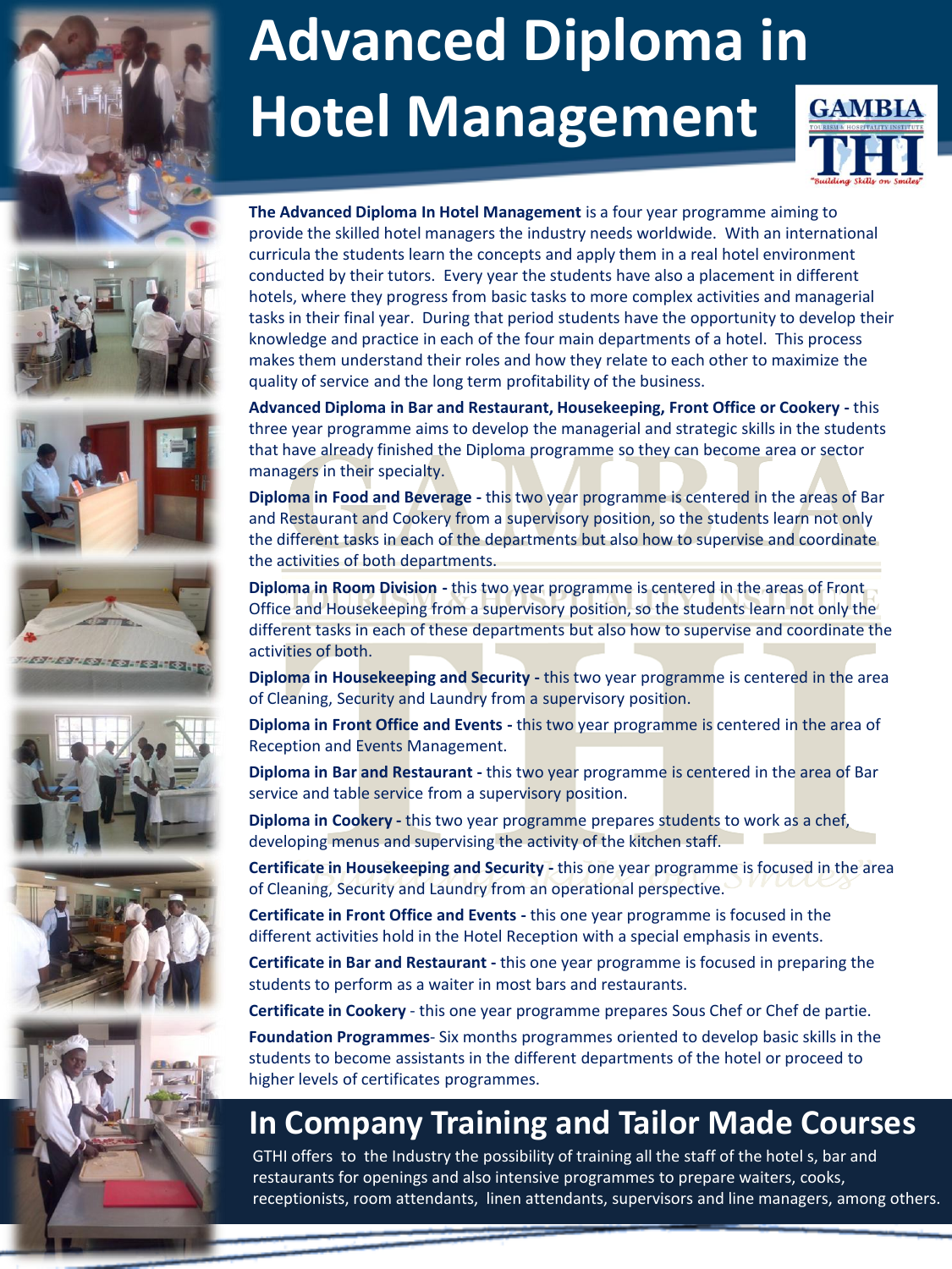# Advanced Diploma in Hotel Management

**The Advanced Diploma In Hotel Management** is a four year programme aiming to provide the skilled hotel managers the industry needs worldwide. With an international curricula the students learn the concepts and apply them in a real hotel environment conducted by their tutors. Every year the students have also a placement in different hotels, where they progress from basic tasks to more complex activities and managerial tasks in their final year. During that period students have the opportunity to develop their knowledge and practice in each of the four main departments of a hotel. This process makes them understand their roles and how they relate to each other to maximize the quality of service and the long term profitability of the business.

**Advanced Diploma in Bar and Restaurant, Housekeeping, Front Office or Cookery -** this three year programme aims to develop the managerial and strategic skills in the students that have already finished the Diploma programme so they can become area or sector managers in their specialty.

**Diploma in Food and Beverage -** this two year programme is centered in the areas of Bar and Restaurant and Cookery from a supervisory position, so the students learn not only the different tasks in each of the departments but also how to supervise and coordinate the activities of both departments.

**Diploma in Room Division -** this two year programme is centered in the areas of Front Office and Housekeeping from a supervisory position, so the students learn not only the different tasks in each of these departments but also how to supervise and coordinate the activities of both.

**Diploma in Housekeeping and Security -** this two year programme is centered in the area of Cleaning, Security and Laundry from a supervisory position.

**Diploma in Front Office and Events -** this two year programme is centered in the area of Reception and Events Management.

**Diploma in Bar and Restaurant -** this two year programme is centered in the area of Bar service and table service from a supervisory position.

**Diploma in Cookery -** this two year programme prepares students to work as a chef, developing menus and supervising the activity of the kitchen staff.

**Certificate in Housekeeping and Security -** this one year programme is focused in the area of Cleaning, Security and Laundry from an operational perspective.

**Certificate in Front Office and Events -** this one year programme is focused in the different activities hold in the Hotel Reception with a special emphasis in events.

**Certificate in Bar and Restaurant -** this one year programme is focused in preparing the students to perform as a waiter in most bars and restaurants.

**Certificate in Cookery** - this one year programme prepares Sous Chef or Chef de partie.

**Foundation Programmes**- Six months programmes oriented to develop basic skills in the students to become assistants in the different departments of the hotel or proceed to higher levels of certificates programmes.

## In Company Training and Tailor Made Courses

GTHI offers to the Industry the possibility of training all the staff of the hotel s, bar and restaurants for openings and also intensive programmes to prepare waiters, cooks, receptionists, room attendants, linen attendants, supervisors and line managers, among others.